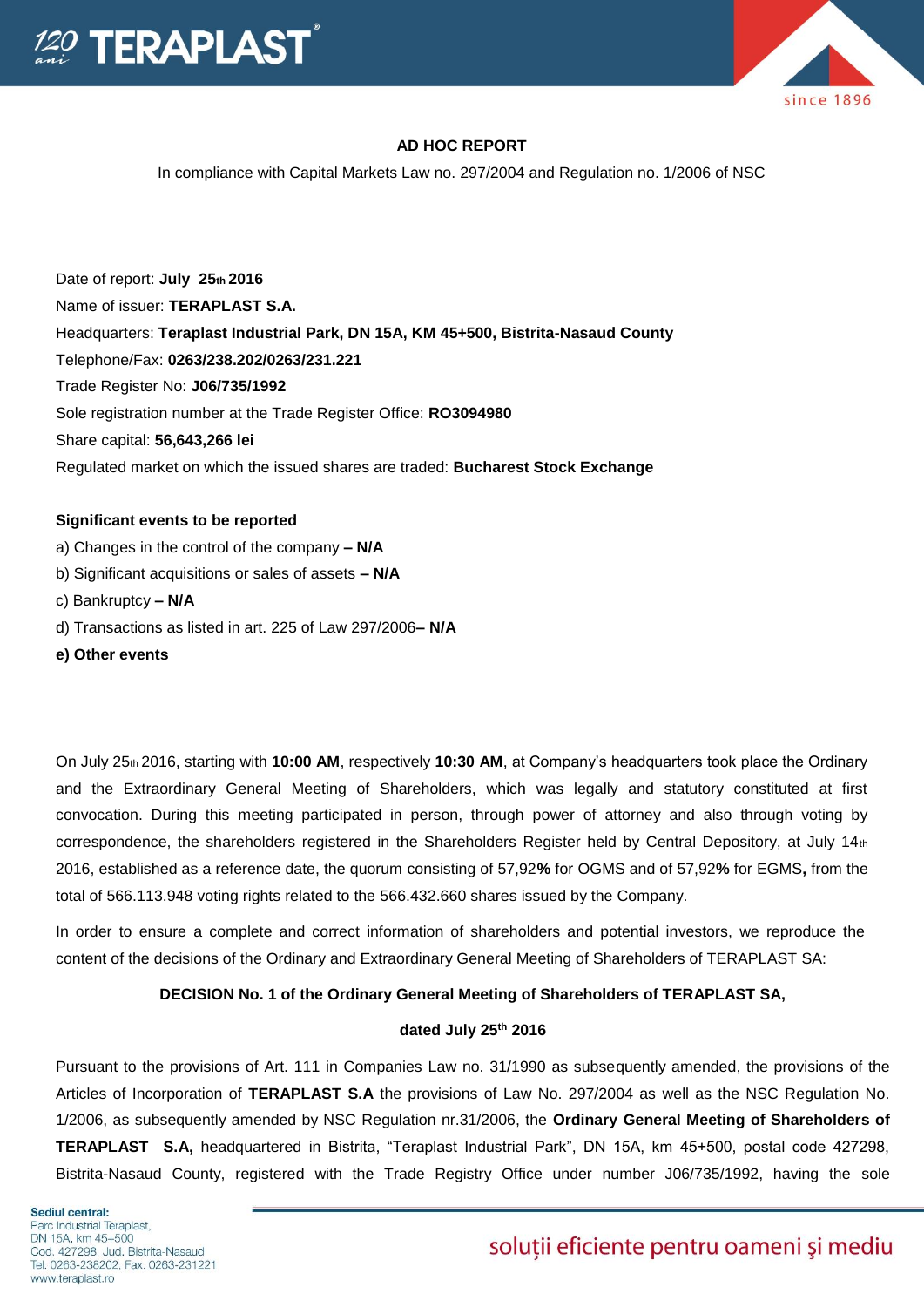**AD HOC REPORT**

In compliance with Capital Markets Law no. 297/2004 and Regulation no. 1/2006 of NSC

Date of report: **July 25th 2016**

Name of issuer: **TERAPLAST S.A.**

Headquarters: **Teraplast Industrial Park, DN 15A, KM 45+500, Bistrita-Nasaud County**

Telephone/Fax: **0263/238.202/0263/231.221**

Trade Register No: **J06/735/1992**

Sole registration number at the Trade Register Office: **RO3094980**

Share capital: **56,643,266 lei**

Regulated market on which the issued shares are traded: **Bucharest Stock Exchange**

**Significant events to be reported**

a) Changes in the control of the company **– N/A**

b) Significant acquisitions or sales of assets **– N/A**

c) Bankruptcy **– N/A**

d) Transactions as listed in art. 225 of Law 297/2006**– N/A**

**e) Other events**

On July 25th 2016, starting with **10:00 AM**, respectively **10:30 AM**, at Company's headquarters took place the Ordinary and the Extraordinary General Meeting of Shareholders, which was legally and statutory constituted at first convocation. During this meeting participated in person, through power of attorney and also through voting by correspondence, the shareholders registered in the Shareholders Register held by Central Depository, at July 14th 2016, established as a reference date, the quorum consisting of 57,92**%** for OGMS and of 57,92**%** for EGMS**,** from the total of 566.113.948 voting rights related to the 566.432.660 shares issued by the Company.

In order to ensure a complete and correct information of shareholders and potential investors, we reproduce the content of the decisions of the Ordinary and Extraordinary General Meeting of Shareholders of TERAPLAST SA:

**DECISION No. 1 of the Ordinary General Meeting of Shareholders of TERAPLAST SA,**

**dated July 25th 2016**

Pursuant to the provisions of Art. 111 in Companies Law no. 31/1990 as subsequently amended, the provisions of the Articles of Incorporation of **TERAPLAST S.A** the provisions of Law No. 297/2004 as well as the NSC Regulation No. 1/2006, as subsequently amended by NSC Regulation nr.31/2006, the **Ordinary General Meeting of Shareholders of TERAPLAST S.A,** headquartered in Bistrita, "Teraplast Industrial Park", DN 15A, km 45+500, postal code 427298, Bistrita-Nasaud County, registered with the Trade Registry Office under number J06/735/1992, having the sole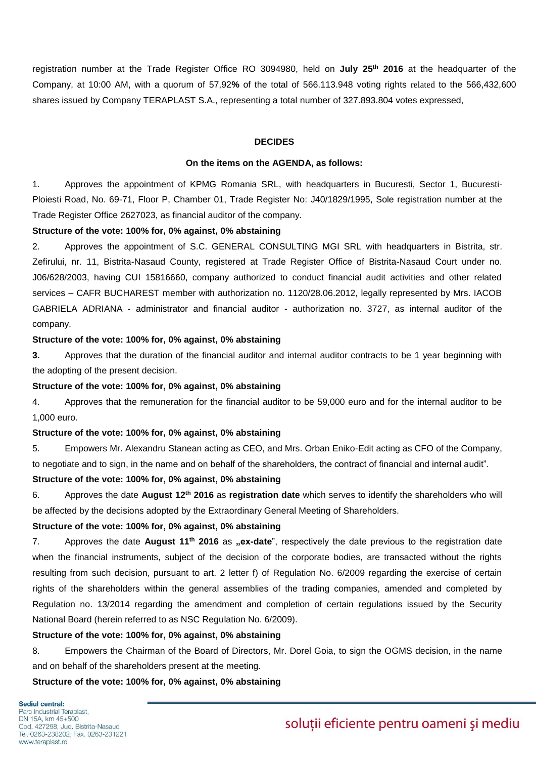registration number at the Trade Register Office RO 3094980, held on **July 25th 2016** at the headquarter of the Company, at 10:00 AM, with a quorum of 57,92**%** of the total of 566.113.948 voting rights related to the 566,432,600 shares issued by Company TERAPLAST S.A., representing a total number of 327.893.804 votes expressed,

**DECIDES**

**On the items on the AGENDA, as follows:**

1. Approves the appointment of KPMG Romania SRL, with headquarters in Bucuresti, Sector 1, Bucuresti-Ploiesti Road, No. 69-71, Floor P, Chamber 01, Trade Register No: J40/1829/1995, Sole registration number at the Trade Register Office 2627023, as financial auditor of the company.

**Structure of the vote: 100% for, 0% against, 0% abstaining**

2. Approves the appointment of S.C. GENERAL CONSULTING MGI SRL with headquarters in Bistrita, str. Zefirului, nr. 11, Bistrita-Nasaud County, registered at Trade Register Office of Bistrita-Nasaud Court under no. J06/628/2003, having CUI 15816660, company authorized to conduct financial audit activities and other related services – CAFR BUCHAREST member with authorization no. 1120/28.06.2012, legally represented by Mrs. IACOB GABRIELA ADRIANA - administrator and financial auditor - authorization no. 3727, as internal auditor of the company.

**Structure of the vote: 100% for, 0% against, 0% abstaining**

**3.** Approves that the duration of the financial auditor and internal auditor contracts to be 1 year beginning with the adopting of the present decision.

**Structure of the vote: 100% for, 0% against, 0% abstaining**

4. Approves that the remuneration for the financial auditor to be 59,000 euro and for the internal auditor to be 1,000 euro.

**Structure of the vote: 100% for, 0% against, 0% abstaining**

5. Empowers Mr. Alexandru Stanean acting as CEO, and Mrs. Orban Eniko-Edit acting as CFO of the Company, to negotiate and to sign, in the name and on behalf of the shareholders, the contract of financial and internal audit".

**Structure of the vote: 100% for, 0% against, 0% abstaining**

6. Approves the date **August 12th 2016** as **registration date** which serves to identify the shareholders who will be affected by the decisions adopted by the Extraordinary General Meeting of Shareholders.

**Structure of the vote: 100% for, 0% against, 0% abstaining**

7. Approves the date **August 11th 2016** as **„ex-date**", respectively the date previous to the registration date when the financial instruments, subject of the decision of the corporate bodies, are transacted without the rights resulting from such decision, pursuant to art. 2 letter f) of Regulation No. 6/2009 regarding the exercise of certain rights of the shareholders within the general assemblies of the trading companies, amended and completed by Regulation no. 13/2014 regarding the amendment and completion of certain regulations issued by the Security National Board (herein referred to as NSC Regulation No. 6/2009).

**Structure of the vote: 100% for, 0% against, 0% abstaining**

8. Empowers the Chairman of the Board of Directors, Mr. Dorel Goia, to sign the OGMS decision, in the name and on behalf of the shareholders present at the meeting.

**Structure of the vote: 100% for, 0% against, 0% abstaining**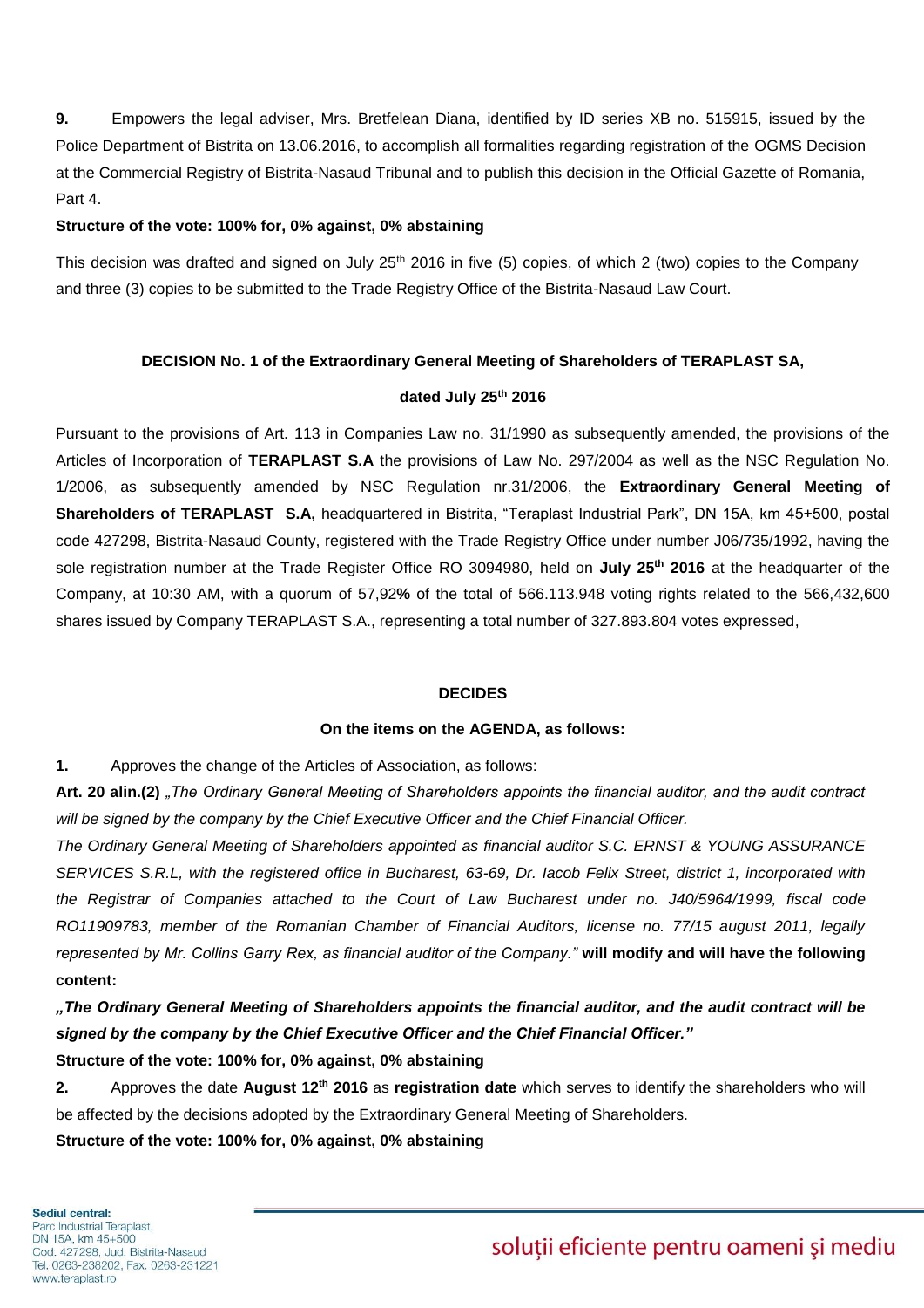**9.** Empowers the legal adviser, Mrs. Bretfelean Diana, identified by ID series XB no. 515915, issued by the Police Department of Bistrita on 13.06.2016, to accomplish all formalities regarding registration of the OGMS Decision at the Commercial Registry of Bistrita-Nasaud Tribunal and to publish this decision in the Official Gazette of Romania, Part 4.

**Structure of the vote: 100% for, 0% against, 0% abstaining**

This decision was drafted and signed on July 25th 2016 in five (5) copies, of which 2 (two) copies to the Company and three (3) copies to be submitted to the Trade Registry Office of the Bistrita-Nasaud Law Court.

**DECISION No. 1 of the Extraordinary General Meeting of Shareholders of TERAPLAST SA,**

**dated July 25th 2016**

Pursuant to the provisions of Art. 113 in Companies Law no. 31/1990 as subsequently amended, the provisions of the Articles of Incorporation of **TERAPLAST S.A** the provisions of Law No. 297/2004 as well as the NSC Regulation No. 1/2006, as subsequently amended by NSC Regulation nr.31/2006, the **Extraordinary General Meeting of Shareholders of TERAPLAST S.A,** headquartered in Bistrita, "Teraplast Industrial Park", DN 15A, km 45+500, postal code 427298, Bistrita-Nasaud County, registered with the Trade Registry Office under number J06/735/1992, having the sole registration number at the Trade Register Office RO 3094980, held on **July 25th 2016** at the headquarter of the Company, at 10:30 AM, with a quorum of 57,92**%** of the total of 566.113.948 voting rights related to the 566,432,600 shares issued by Company TERAPLAST S.A., representing a total number of 327.893.804 votes expressed,

**DECIDES**

**On the items on the AGENDA, as follows:**

**1.** Approves the change of the Articles of Association, as follows:

**Art. 20 alin.(2)** *„The Ordinary General Meeting of Shareholders appoints the financial auditor, and the audit contract will be signed by the company by the Chief Executive Officer and the Chief Financial Officer.*

*The Ordinary General Meeting of Shareholders appointed as financial auditor S.C. ERNST & YOUNG ASSURANCE SERVICES S.R.L, with the registered office in Bucharest, 63-69, Dr. Iacob Felix Street, district 1, incorporated with the Registrar of Companies attached to the Court of Law Bucharest under no. J40/5964/1999, fiscal code RO11909783, member of the Romanian Chamber of Financial Auditors, license no. 77/15 august 2011, legally represented by Mr. Collins Garry Rex, as financial auditor of the Company."* **will modify and will have the following content:**

***„The Ordinary General Meeting of Shareholders appoints the financial auditor, and the audit contract will be signed by the company by the Chief Executive Officer and the Chief Financial Officer."***

**Structure of the vote: 100% for, 0% against, 0% abstaining**

**2.** Approves the date **August 12th 2016** as **registration date** which serves to identify the shareholders who will be affected by the decisions adopted by the Extraordinary General Meeting of Shareholders.

**Structure of the vote: 100% for, 0% against, 0% abstaining**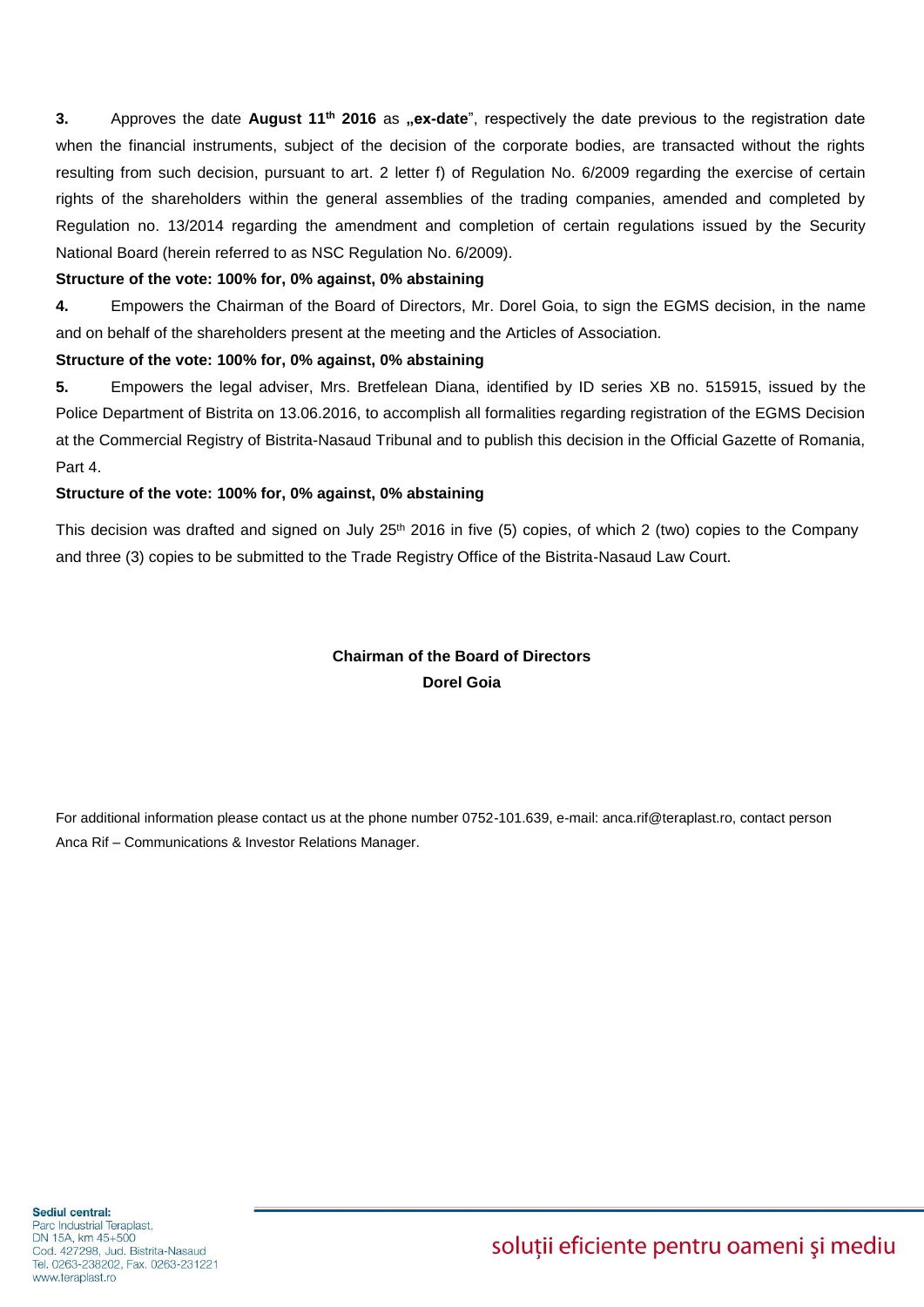**3.** Approves the date **August 11th 2016** as **„ex-date**", respectively the date previous to the registration date when the financial instruments, subject of the decision of the corporate bodies, are transacted without the rights resulting from such decision, pursuant to art. 2 letter f) of Regulation No. 6/2009 regarding the exercise of certain rights of the shareholders within the general assemblies of the trading companies, amended and completed by Regulation no. 13/2014 regarding the amendment and completion of certain regulations issued by the Security National Board (herein referred to as NSC Regulation No. 6/2009).

**Structure of the vote: 100% for, 0% against, 0% abstaining**

**4.** Empowers the Chairman of the Board of Directors, Mr. Dorel Goia, to sign the EGMS decision, in the name and on behalf of the shareholders present at the meeting and the Articles of Association.

**Structure of the vote: 100% for, 0% against, 0% abstaining**

**5.** Empowers the legal adviser, Mrs. Bretfelean Diana, identified by ID series XB no. 515915, issued by the Police Department of Bistrita on 13.06.2016, to accomplish all formalities regarding registration of the EGMS Decision at the Commercial Registry of Bistrita-Nasaud Tribunal and to publish this decision in the Official Gazette of Romania, Part 4.

**Structure of the vote: 100% for, 0% against, 0% abstaining**

This decision was drafted and signed on July 25th 2016 in five (5) copies, of which 2 (two) copies to the Company and three (3) copies to be submitted to the Trade Registry Office of the Bistrita-Nasaud Law Court.

**Chairman of the Board of Directors**
**Dorel Goia**

For additional information please contact us at the phone number 0752-101.639, e-mail: anca.rif@teraplast.ro, contact person Anca Rif – Communications & Investor Relations Manager.